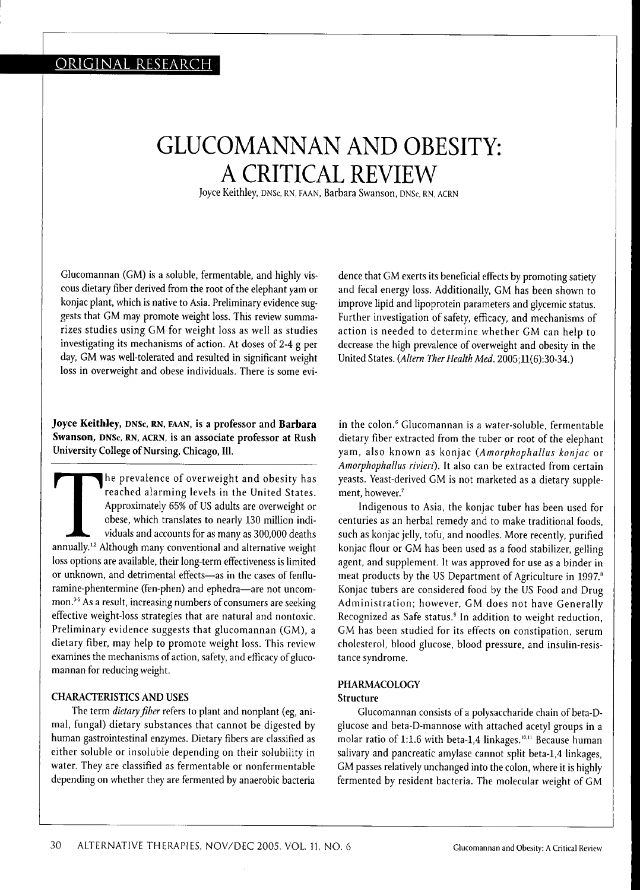ORIGINAL RESEARCH

# GLUCOMANNAN AND OBESITY: A CRITICAL REVIEW

Joyce Keithley, DNSc, RN, FAAN, Barbara Swanson, DNSc, RN, ACRN

Glucomannan (GM) is a soluble, fermentable, and highly viscous dietary fiber derived from the root of the elephant yam or konjac plant, which is native to Asia. Preliminary evidence suggests that GM may promote weight loss. This review summarizes studies using GM for weight loss as well as studies investigating its mechanisms of action. At doses of 2-4 g per day, GM was well-tolerated and resulted in significant weight loss in overweight and obese individuals. There is some evidence that GM exerts its beneficial effects by promoting satiety and fecal energy loss. Additionally, GM has been shown to improve lipid and lipoprotein parameters and glycemic status. Further investigation of safety, efficacy, and mechanisms of action is needed to determine whether GM can help to decrease the high prevalence of overweight and obesity in the United States. (*Altern Ther Health Med.* 2005;11(6):30-34.)

**Joyce Keithley, DNSc, RN, FAAN, is a professor and Barbara Swanson, DNSc, RN, ACRN, is an associate professor at Rush University College of Nursing, Chicago, Ill.**

The prevalence of overweight and obesity has reached alarming levels in the United States. Approximately 65% of US adults are overweight or obese, which translates to nearly 130 million individuals and accounts for as many as 300,000 deaths annually.[1,2] Although many conventional and alternative weight loss options are available, their long-term effectiveness is limited or unknown, and detrimental effects—as in the cases of fenfluramine-phentermine (fen-phen) and ephedra—are not uncommon.[3-5] As a result, increasing numbers of consumers are seeking effective weight-loss strategies that are natural and nontoxic. Preliminary evidence suggests that glucomannan (GM), a dietary fiber, may help to promote weight loss. This review examines the mechanisms of action, safety, and efficacy of glucomannan for reducing weight.

## CHARACTERISTICS AND USES

The term *dietary fiber* refers to plant and nonplant (eg, animal, fungal) dietary substances that cannot be digested by human gastrointestinal enzymes. Dietary fibers are classified as either soluble or insoluble depending on their solubility in water. They are classified as fermentable or nonfermentable depending on whether they are fermented by anaerobic bacteria in the colon.[6] Glucomannan is a water-soluble, fermentable dietary fiber extracted from the tuber or root of the elephant yam, also known as konjac (*Amorphophallus konjac* or *Amorphophallus rivieri*). It also can be extracted from certain yeasts. Yeast-derived GM is not marketed as a dietary supplement, however.[7]

Indigenous to Asia, the konjac tuber has been used for centuries as an herbal remedy and to make traditional foods, such as konjac jelly, tofu, and noodles. More recently, purified konjac flour or GM has been used as a food stabilizer, gelling agent, and supplement. It was approved for use as a binder in meat products by the US Department of Agriculture in 1997.[8] Konjac tubers are considered food by the US Food and Drug Administration; however, GM does not have Generally Recognized as Safe status.[9] In addition to weight reduction, GM has been studied for its effects on constipation, serum cholesterol, blood glucose, blood pressure, and insulin-resistance syndrome.

## PHARMACOLOGY

### Structure

Glucomannan consists of a polysaccharide chain of beta-D-glucose and beta-D-mannose with attached acetyl groups in a molar ratio of 1:1.6 with beta-1,4 linkages.[10,11] Because human salivary and pancreatic amylase cannot split beta-1,4 linkages, GM passes relatively unchanged into the colon, where it is highly fermented by resident bacteria. The molecular weight of GM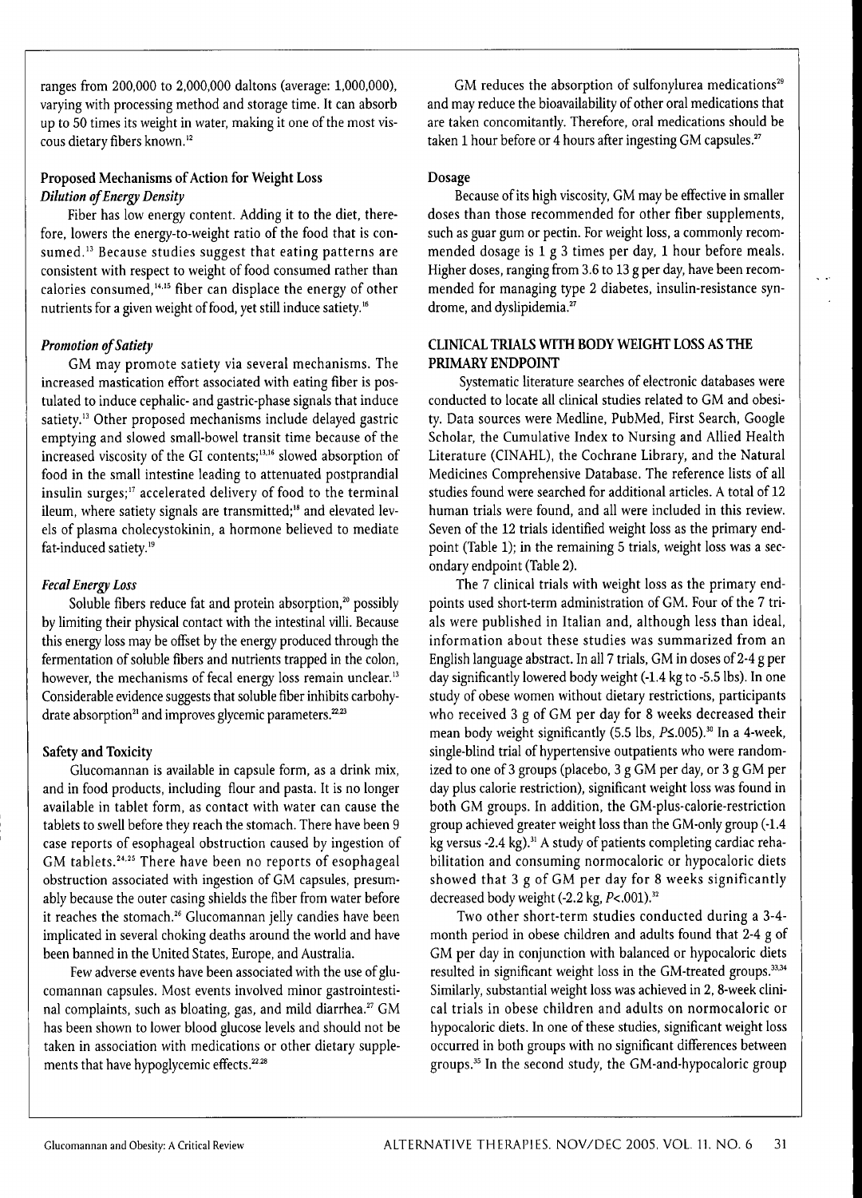ranges from 200,000 to 2,000,000 daltons (average: 1,000,000), varying with processing method and storage time. It can absorb up to 50 times its weight in water, making it one of the most viscous dietary fibers known.[12]

### Proposed Mechanisms of Action for Weight Loss

#### *Dilution of Energy Density*

Fiber has low energy content. Adding it to the diet, therefore, lowers the energy-to-weight ratio of the food that is consumed.[13] Because studies suggest that eating patterns are consistent with respect to weight of food consumed rather than calories consumed,[14,15] fiber can displace the energy of other nutrients for a given weight of food, yet still induce satiety.[16]

#### *Promotion of Satiety*

GM may promote satiety via several mechanisms. The increased mastication effort associated with eating fiber is postulated to induce cephalic- and gastric-phase signals that induce satiety.[13] Other proposed mechanisms include delayed gastric emptying and slowed small-bowel transit time because of the increased viscosity of the GI contents;[13,16] slowed absorption of food in the small intestine leading to attenuated postprandial insulin surges;[17] accelerated delivery of food to the terminal ileum, where satiety signals are transmitted;[18] and elevated levels of plasma cholecystokinin, a hormone believed to mediate fat-induced satiety.[19]

#### *Fecal Energy Loss*

Soluble fibers reduce fat and protein absorption,[20] possibly by limiting their physical contact with the intestinal villi. Because this energy loss may be offset by the energy produced through the fermentation of soluble fibers and nutrients trapped in the colon, however, the mechanisms of fecal energy loss remain unclear.[13] Considerable evidence suggests that soluble fiber inhibits carbohydrate absorption[21] and improves glycemic parameters.[22,23]

### Safety and Toxicity

Glucomannan is available in capsule form, as a drink mix, and in food products, including flour and pasta. It is no longer available in tablet form, as contact with water can cause the tablets to swell before they reach the stomach. There have been 9 case reports of esophageal obstruction caused by ingestion of GM tablets.[24,25] There have been no reports of esophageal obstruction associated with ingestion of GM capsules, presumably because the outer casing shields the fiber from water before it reaches the stomach.[26] Glucomannan jelly candies have been implicated in several choking deaths around the world and have been banned in the United States, Europe, and Australia.

Few adverse events have been associated with the use of glucomannan capsules. Most events involved minor gastrointestinal complaints, such as bloating, gas, and mild diarrhea.[27] GM has been shown to lower blood glucose levels and should not be taken in association with medications or other dietary supplements that have hypoglycemic effects.[22,28]

GM reduces the absorption of sulfonylurea medications[29] and may reduce the bioavailability of other oral medications that are taken concomitantly. Therefore, oral medications should be taken 1 hour before or 4 hours after ingesting GM capsules.[27]

### Dosage

Because of its high viscosity, GM may be effective in smaller doses than those recommended for other fiber supplements, such as guar gum or pectin. For weight loss, a commonly recommended dosage is 1 g 3 times per day, 1 hour before meals. Higher doses, ranging from 3.6 to 13 g per day, have been recommended for managing type 2 diabetes, insulin-resistance syndrome, and dyslipidemia.[27]

## CLINICAL TRIALS WITH BODY WEIGHT LOSS AS THE PRIMARY ENDPOINT

Systematic literature searches of electronic databases were conducted to locate all clinical studies related to GM and obesity. Data sources were Medline, PubMed, First Search, Google Scholar, the Cumulative Index to Nursing and Allied Health Literature (CINAHL), the Cochrane Library, and the Natural Medicines Comprehensive Database. The reference lists of all studies found were searched for additional articles. A total of 12 human trials were found, and all were included in this review. Seven of the 12 trials identified weight loss as the primary endpoint (Table 1); in the remaining 5 trials, weight loss was a secondary endpoint (Table 2).

The 7 clinical trials with weight loss as the primary endpoints used short-term administration of GM. Four of the 7 trials were published in Italian and, although less than ideal, information about these studies was summarized from an English language abstract. In all 7 trials, GM in doses of 2-4 g per day significantly lowered body weight (-1.4 kg to -5.5 lbs). In one study of obese women without dietary restrictions, participants who received 3 g of GM per day for 8 weeks decreased their mean body weight significantly (5.5 lbs, $P \leq .005$).[30] In a 4-week, single-blind trial of hypertensive outpatients who were randomized to one of 3 groups (placebo, 3 g GM per day, or 3 g GM per day plus calorie restriction), significant weight loss was found in both GM groups. In addition, the GM-plus-calorie-restriction group achieved greater weight loss than the GM-only group (-1.4 kg versus -2.4 kg).[31] A study of patients completing cardiac rehabilitation and consuming normocaloric or hypocaloric diets showed that 3 g of GM per day for 8 weeks significantly decreased body weight (-2.2 kg, $P < .001$).[32]

Two other short-term studies conducted during a 3-4-month period in obese children and adults found that 2-4 g of GM per day in conjunction with balanced or hypocaloric diets resulted in significant weight loss in the GM-treated groups.[33,34] Similarly, substantial weight loss was achieved in 2, 8-week clinical trials in obese children and adults on normocaloric or hypocaloric diets. In one of these studies, significant weight loss occurred in both groups with no significant differences between groups.[35] In the second study, the GM-and-hypocaloric group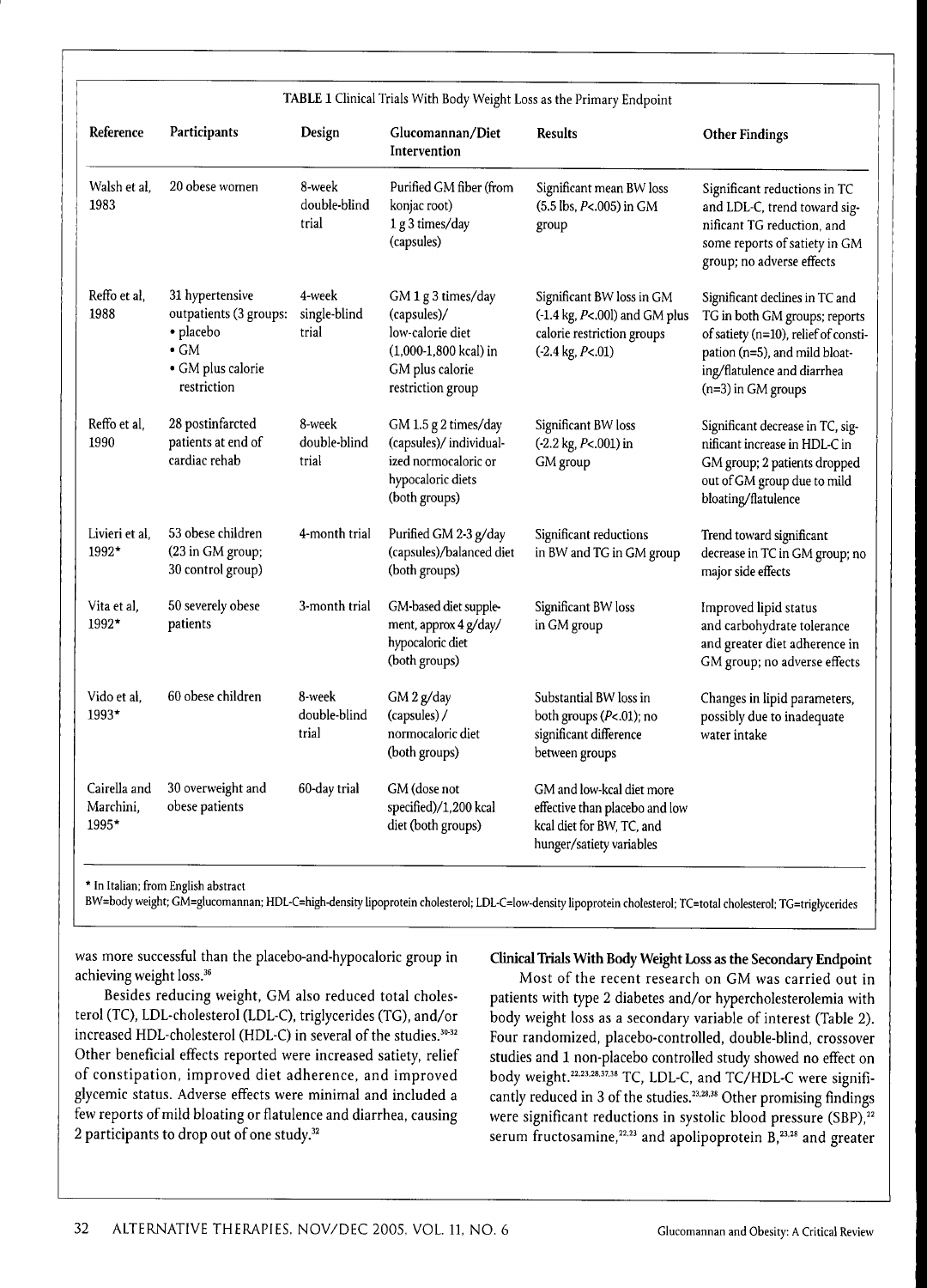**TABLE 1** Clinical Trials With Body Weight Loss as the Primary Endpoint

| Reference | Participants | Design | Glucomannan/Diet Intervention | Results | Other Findings |
|---|---|---|---|---|---|
| Walsh et al, 1983 | 20 obese women | 8-week double-blind trial | Purified GM fiber (from konjac root) 1 g 3 times/day (capsules) | Significant mean BW loss (5.5 lbs, $P<.005$) in GM group | Significant reductions in TC and LDL-C, trend toward significant TG reduction, and some reports of satiety in GM group; no adverse effects |
| Reffo et al, 1988 | 31 hypertensive outpatients (3 groups: • placebo • GM • GM plus calorie restriction | 4-week single-blind trial | GM 1 g 3 times/day (capsules)/ low-calorie diet (1,000-1,800 kcal) in GM plus calorie restriction group | Significant BW loss in GM (-1.4 kg, $P<.001$) and GM plus calorie restriction groups (-2.4 kg, $P<.01$) | Significant declines in TC and TG in both GM groups; reports of satiety (n=10), relief of constipation (n=5), and mild bloating/flatulence and diarrhea (n=3) in GM groups |
| Reffo et al, 1990 | 28 postinfarcted patients at end of cardiac rehab | 8-week double-blind trial | GM 1.5 g 2 times/day (capsules)/ individualized normocaloric or hypocaloric diets (both groups) | Significant BW loss (-2.2 kg, $P<.001$) in GM group | Significant decrease in TC, significant increase in HDL-C in GM group; 2 patients dropped out of GM group due to mild bloating/flatulence |
| Livieri et al, 1992* | 53 obese children (23 in GM group; 30 control group) | 4-month trial | Purified GM 2-3 g/day (capsules)/balanced diet (both groups) | Significant reductions in BW and TG in GM group | Trend toward significant decrease in TC in GM group; no major side effects |
| Vita et al, 1992* | 50 severely obese patients | 3-month trial | GM-based diet supplement, approx 4 g/day/ hypocaloric diet (both groups) | Significant BW loss in GM group | Improved lipid status and carbohydrate tolerance and greater diet adherence in GM group; no adverse effects |
| Vido et al, 1993* | 60 obese children | 8-week double-blind trial | GM 2 g/day (capsules) / normocaloric diet (both groups) | Substantial BW loss in both groups ($P<.01$); no significant difference between groups | Changes in lipid parameters, possibly due to inadequate water intake |
| Cairella and Marchini, 1995* | 30 overweight and obese patients | 60-day trial | GM (dose not specified)/1,200 kcal diet (both groups) | GM and low-kcal diet more effective than placebo and low kcal diet for BW, TC, and hunger/satiety variables | |

\* In Italian; from English abstract

BW=body weight; GM=glucomannan; HDL-C=high-density lipoprotein cholesterol; LDL-C=low-density lipoprotein cholesterol; TC=total cholesterol; TG=triglycerides

was more successful than the placebo-and-hypocaloric group in achieving weight loss.[36]

Besides reducing weight, GM also reduced total cholesterol (TC), LDL-cholesterol (LDL-C), triglycerides (TG), and/or increased HDL-cholesterol (HDL-C) in several of the studies.[30-32] Other beneficial effects reported were increased satiety, relief of constipation, improved diet adherence, and improved glycemic status. Adverse effects were minimal and included a few reports of mild bloating or flatulence and diarrhea, causing 2 participants to drop out of one study.[32]

### Clinical Trials With Body Weight Loss as the Secondary Endpoint

Most of the recent research on GM was carried out in patients with type 2 diabetes and/or hypercholesterolemia with body weight loss as a secondary variable of interest (Table 2). Four randomized, placebo-controlled, double-blind, crossover studies and 1 non-placebo controlled study showed no effect on body weight.[22,23,28,37,38] TC, LDL-C, and TC/HDL-C were significantly reduced in 3 of the studies.[23,28,38] Other promising findings were significant reductions in systolic blood pressure (SBP),[22] serum fructosamine,[22,23] and apolipoprotein B,[23,28] and greater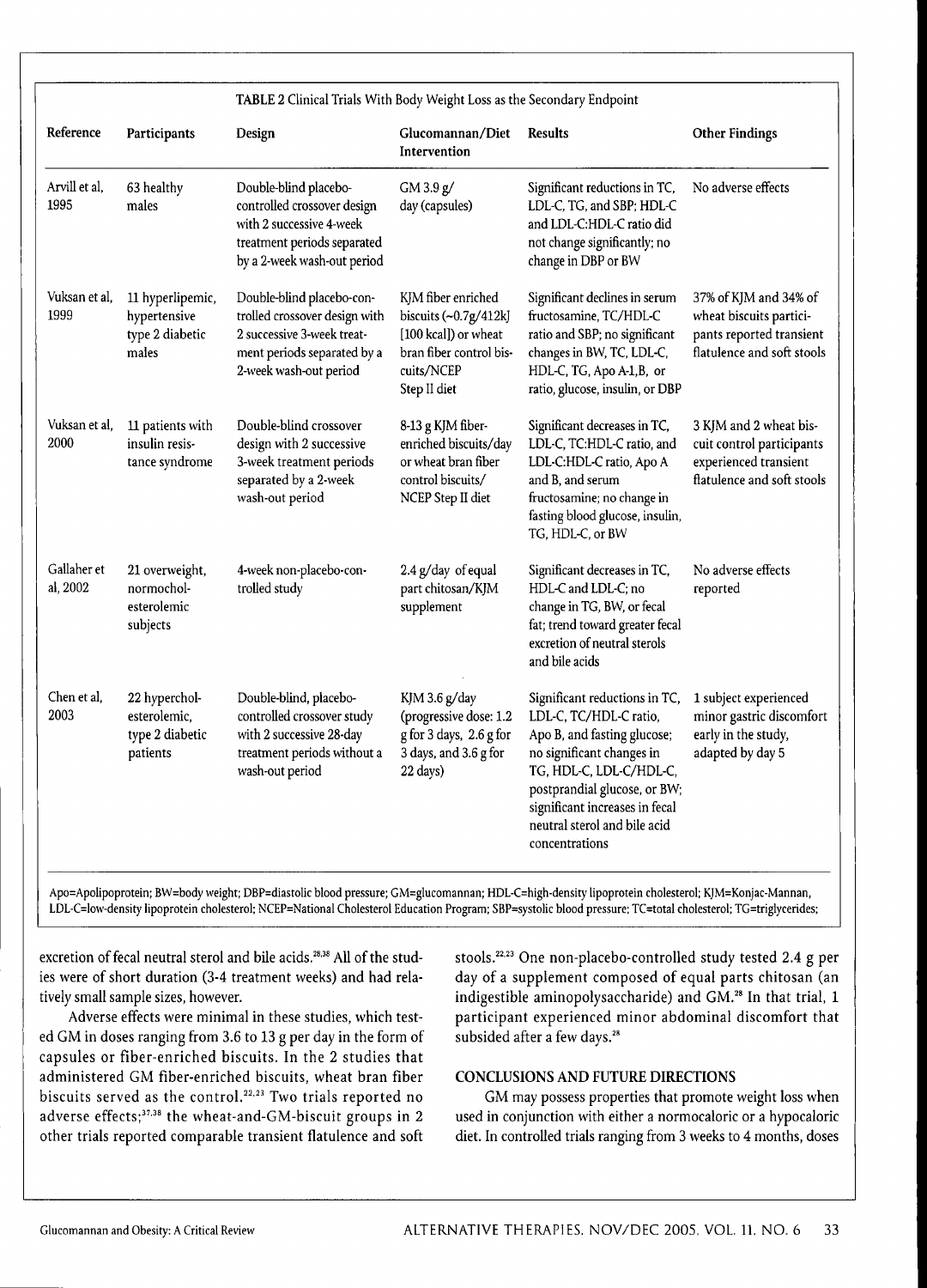TABLE 2 Clinical Trials With Body Weight Loss as the Secondary Endpoint

| Reference | Participants | Design | Glucomannan/Diet Intervention | Results | Other Findings |
|---|---|---|---|---|---|
| Arvill et al, 1995 | 63 healthy males | Double-blind placebo-controlled crossover design with 2 successive 4-week treatment periods separated by a 2-week wash-out period | GM 3.9 g/day (capsules) | Significant reductions in TC, LDL-C, TG, and SBP; HDL-C and LDL-C:HDL-C ratio did not change significantly; no change in DBP or BW | No adverse effects |
| Vuksan et al, 1999 | 11 hyperlipemic, hypertensive type 2 diabetic males | Double-blind placebo-controlled crossover design with 2 successive 3-week treatment periods separated by a 2-week wash-out period | KJM fiber enriched biscuits (~0.7g/412kJ [100 kcal]) or wheat bran fiber control biscuits/NCEP Step II diet | Significant declines in serum fructosamine, TC/HDL-C ratio and SBP; no significant changes in BW, TC, LDL-C, HDL-C, TG, Apo A-1,B, or ratio, glucose, insulin, or DBP | 37% of KJM and 34% of wheat biscuits participants reported transient flatulence and soft stools |
| Vuksan et al, 2000 | 11 patients with insulin resistance syndrome | Double-blind crossover design with 2 successive 3-week treatment periods separated by a 2-week wash-out period | 8-13 g KJM fiber-enriched biscuits/day or wheat bran fiber control biscuits/ NCEP Step II diet | Significant decreases in TC, LDL-C, TC:HDL-C ratio, and LDL-C:HDL-C ratio, Apo A and B, and serum fructosamine; no change in fasting blood glucose, insulin, TG, HDL-C, or BW | 3 KJM and 2 wheat biscuit control participants experienced transient flatulence and soft stools |
| Gallaher et al, 2002 | 21 overweight, normocholesterolemic subjects | 4-week non-placebo-controlled study | 2.4 g/day of equal part chitosan/KJM supplement | Significant decreases in TC, HDL-C and LDL-C; no change in TG, BW, or fecal fat; trend toward greater fecal excretion of neutral sterols and bile acids | No adverse effects reported |
| Chen et al, 2003 | 22 hypercholesterolemic, type 2 diabetic patients | Double-blind, placebo-controlled crossover study with 2 successive 28-day treatment periods without a wash-out period | KJM 3.6 g/day (progressive dose: 1.2 g for 3 days, 2.6 g for 3 days, and 3.6 g for 22 days) | Significant reductions in TC, LDL-C, TC/HDL-C ratio, Apo B, and fasting glucose; no significant changes in TG, HDL-C, LDL-C/HDL-C, postprandial glucose, or BW; significant increases in fecal neutral sterol and bile acid concentrations | 1 subject experienced minor gastric discomfort early in the study, adapted by day 5 |

Apo=Apolipoprotein; BW=body weight; DBP=diastolic blood pressure; GM=glucomannan; HDL-C=high-density lipoprotein cholesterol; KJM=Konjac-Mannan, LDL-C=low-density lipoprotein cholesterol; NCEP=National Cholesterol Education Program; SBP=systolic blood pressure; TC=total cholesterol; TG=triglycerides;

excretion of fecal neutral sterol and bile acids.[28,38] All of the studies were of short duration (3-4 treatment weeks) and had relatively small sample sizes, however.

Adverse effects were minimal in these studies, which tested GM in doses ranging from 3.6 to 13 g per day in the form of capsules or fiber-enriched biscuits. In the 2 studies that administered GM fiber-enriched biscuits, wheat bran fiber biscuits served as the control.[22,23] Two trials reported no adverse effects;[37,38] the wheat-and-GM-biscuit groups in 2 other trials reported comparable transient flatulence and soft stools.[22,23] One non-placebo-controlled study tested 2.4 g per day of a supplement composed of equal parts chitosan (an indigestible aminopolysaccharide) and GM.[28] In that trial, 1 participant experienced minor abdominal discomfort that subsided after a few days.[28]

## CONCLUSIONS AND FUTURE DIRECTIONS

GM may possess properties that promote weight loss when used in conjunction with either a normocaloric or a hypocaloric diet. In controlled trials ranging from 3 weeks to 4 months, doses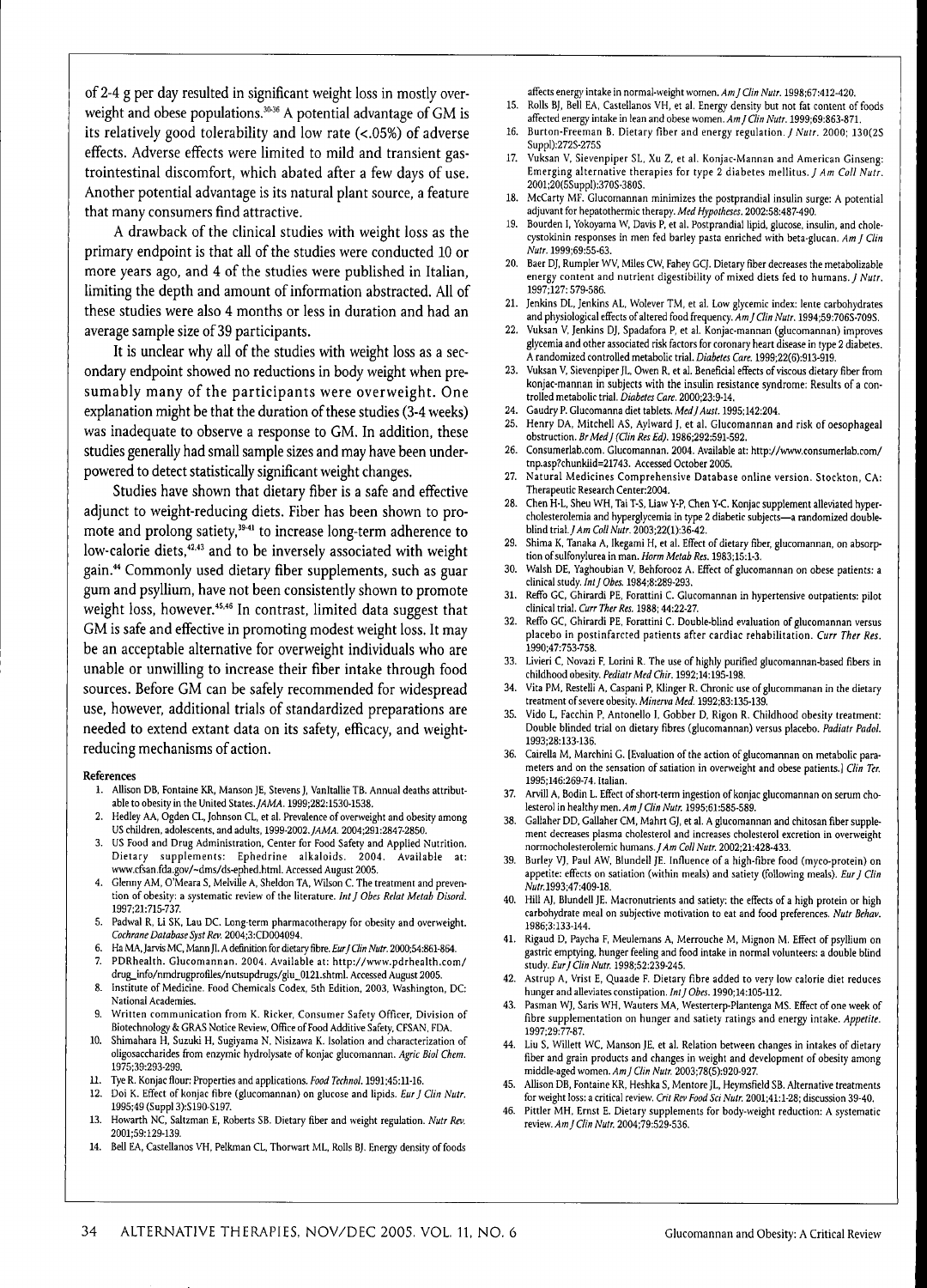of 2-4 g per day resulted in significant weight loss in mostly overweight and obese populations.[30-36] A potential advantage of GM is its relatively good tolerability and low rate (<.05%) of adverse effects. Adverse effects were limited to mild and transient gastrointestinal discomfort, which abated after a few days of use. Another potential advantage is its natural plant source, a feature that many consumers find attractive.

A drawback of the clinical studies with weight loss as the primary endpoint is that all of the studies were conducted 10 or more years ago, and 4 of the studies were published in Italian, limiting the depth and amount of information abstracted. All of these studies were also 4 months or less in duration and had an average sample size of 39 participants.

It is unclear why all of the studies with weight loss as a secondary endpoint showed no reductions in body weight when presumably many of the participants were overweight. One explanation might be that the duration of these studies (3-4 weeks) was inadequate to observe a response to GM. In addition, these studies generally had small sample sizes and may have been underpowered to detect statistically significant weight changes.

Studies have shown that dietary fiber is a safe and effective adjunct to weight-reducing diets. Fiber has been shown to promote and prolong satiety,[39-41] to increase long-term adherence to low-calorie diets,[42,43] and to be inversely associated with weight gain.[44] Commonly used dietary fiber supplements, such as guar gum and psyllium, have not been consistently shown to promote weight loss, however.[45,46] In contrast, limited data suggest that GM is safe and effective in promoting modest weight loss. It may be an acceptable alternative for overweight individuals who are unable or unwilling to increase their fiber intake through food sources. Before GM can be safely recommended for widespread use, however, additional trials of standardized preparations are needed to extend extant data on its safety, efficacy, and weight-reducing mechanisms of action.

## References

1. Allison DB, Fontaine KR, Manson JE, Stevens J, VanItallie TB. Annual deaths attributable to obesity in the United States. *JAMA*. 1999;282:1530-1538.
2. Hedley AA, Ogden CL, Johnson CL, et al. Prevalence of overweight and obesity among US children, adolescents, and adults, 1999-2002. *JAMA*. 2004;291:2847-2850.
3. US Food and Drug Administration, Center for Food Safety and Applied Nutrition. Dietary supplements: Ephedrine alkaloids. 2004. Available at: www.cfsan.fda.gov/~dms/ds-ephed.html. Accessed August 2005.
4. Glenny AM, O'Meara S, Melville A, Sheldon TA, Wilson C. The treatment and prevention of obesity: a systematic review of the literature. *Int J Obes Relat Metab Disord*. 1997;21:715-737.
5. Padwal R, Li SK, Lau DC. Long-term pharmacotherapy for obesity and overweight. *Cochrane Database Syst Rev*. 2004;3:CD004094.
6. Ha MA, Jarvis MC, Mann JI. A definition for dietary fibre. *Eur J Clin Nutr*. 2000;54:861-864.
7. PDRhealth. Glucomannan. 2004. Available at: http://www.pdrhealth.com/drug_info/nmdrugprofiles/nutsupdrugs/glu_0121.shtml. Accessed August 2005.
8. Institute of Medicine. Food Chemicals Codex, 5th Edition, 2003, Washington, DC: National Academies.
9. Written communication from K. Ricker, Consumer Safety Officer, Division of Biotechnology & GRAS Notice Review, Office of Food Additive Safety, CFSAN, FDA.
10. Shimahara H, Suzuki H, Sugiyama N, Nisizawa K. Isolation and characterization of oligosaccharides from enzymic hydrolysate of konjac glucomannan. *Agric Biol Chem*. 1975;39:293-299.
11. Tye R. Konjac flour: Properties and applications. *Food Technol*. 1991;45:11-16.
12. Doi K. Effect of konjac fibre (glucomannan) on glucose and lipids. *Eur J Clin Nutr*. 1995;49 (Suppl 3):S190-S197.
13. Howarth NC, Saltzman E, Roberts SB. Dietary fiber and weight regulation. *Nutr Rev*. 2001;59:129-139.
14. Bell EA, Castellanos VH, Pelkman CL, Thorwart ML, Rolls BJ. Energy density of foods affects energy intake in normal-weight women. *Am J Clin Nutr*. 1998;67:412-420.
15. Rolls BJ, Bell EA, Castellanos VH, et al. Energy density but not fat content of foods affected energy intake in lean and obese women. *Am J Clin Nutr*. 1999;69:863-871.
16. Burton-Freeman B. Dietary fiber and energy regulation. *J Nutr*. 2000; 130(2S Suppl):272S-275S
17. Vuksan V, Sievenpiper SL, Xu Z, et al. Konjac-Mannan and American Ginseng: Emerging alternative therapies for type 2 diabetes mellitus. *J Am Coll Nutr*. 2001;20(5Suppl):370S-380S.
18. McCarty MF. Glucomannan minimizes the postprandial insulin surge: A potential adjuvant for hepatothermic therapy. *Med Hypotheses*. 2002:58:487-490.
19. Bourden I, Yokoyama W, Davis P, et al. Postprandial lipid, glucose, insulin, and cholecystokinin responses in men fed barley pasta enriched with beta-glucan. *Am J Clin Nutr*. 1999;69:55-63.
20. Baer DJ, Rumpler WV, Miles CW, Fahey GCJ. Dietary fiber decreases the metabolizable energy content and nutrient digestibility of mixed diets fed to humans. *J Nutr*. 1997;127: 579-586.
21. Jenkins DL, Jenkins AL, Wolever TM, et al. Low glycemic index: lente carbohydrates and physiological effects of altered food frequency. *Am J Clin Nutr*. 1994;59:706S-709S.
22. Vuksan V, Jenkins DJ, Spadafora P, et al. Konjac-mannan (glucomannan) improves glycemia and other associated risk factors for coronary heart disease in type 2 diabetes. A randomized controlled metabolic trial. *Diabetes Care*. 1999;22(6):913-919.
23. Vuksan V, Sievenpiper JL, Owen R, et al. Beneficial effects of viscous dietary fiber from konjac-mannan in subjects with the insulin resistance syndrome: Results of a controlled metabolic trial. *Diabetes Care*. 2000;23:9-14.
24. Gaudry P. Glucomanna diet tablets. *Med J Aust*. 1995;142:204.
25. Henry DA, Mitchell AS, Aylward J, et al. Glucomannan and risk of oesophageal obstruction. *Br Med J (Clin Res Ed)*. 1986;292:591-592.
26. Consumerlab.com. Glucomannan. 2004. Available at: http://www.consumerlab.com/tnp.asp?chunkiid=21743. Accessed October 2005.
27. Natural Medicines Comprehensive Database online version. Stockton, CA: Therapeutic Research Center:2004.
28. Chen H-L, Sheu WH, Tai T-S, Liaw Y-P, Chen Y-C. Konjac supplement alleviated hypercholesterolemia and hyperglycemia in type 2 diabetic subjects—a randomized double-blind trial. *J Am Coll Nutr*. 2003;22(1):36-42.
29. Shima K, Tanaka A, Ikegami H, et al. Effect of dietary fiber, glucomannan, on absorption of sulfonylurea in man. *Horm Metab Res*. 1983;15:1-3.
30. Walsh DE, Yaghoubian V, Behforooz A. Effect of glucomannan on obese patients: a clinical study. *Int J Obes*. 1984;8:289-293.
31. Reffo GC, Ghirardi PE, Forattini C. Glucomannan in hypertensive outpatients: pilot clinical trial. *Curr Ther Res*. 1988; 44:22-27.
32. Reffo GC, Ghirardi PE, Forattini C. Double-blind evaluation of glucomannan versus placebo in postinfarcted patients after cardiac rehabilitation. *Curr Ther Res*. 1990;47:753-758.
33. Livieri C, Novazi F, Lorini R. The use of highly purified glucomannan-based fibers in childhood obesity. *Pediatr Med Chir*. 1992;14:195-198.
34. Vita PM, Restelli A, Caspani P, Klinger R. Chronic use of glucommanan in the dietary treatment of severe obesity. *Minerva Med*. 1992;83:135-139.
35. Vido L, Facchin P, Antonello I, Gobber D, Rigon R. Childhood obesity treatment: Double blinded trial on dietary fibres (glucomannan) versus placebo. *Padiatr Padol*. 1993;28:133-136.
36. Cairella M, Marchini G. [Evaluation of the action of glucomannan on metabolic parameters and on the sensation of satiation in overweight and obese patients.] *Clin Ter*. 1995;146:269-74. Italian.
37. Arvill A, Bodin L. Effect of short-term ingestion of konjac glucomannan on serum cholesterol in healthy men. *Am J Clin Nutr*. 1995;61:585-589.
38. Gallaher DD, Gallaher CM, Mahrt GJ, et al. A glucomannan and chitosan fiber supplement decreases plasma cholesterol and increases cholesterol excretion in overweight normocholesterolemic humans. *J Am Coll Nutr*. 2002;21:428-433.
39. Burley VJ, Paul AW, Blundell JE. Influence of a high-fibre food (myco-protein) on appetite: effects on satiation (within meals) and satiety (following meals). *Eur J Clin Nutr*.1993;47:409-18.
40. Hill AJ, Blundell JE. Macronutrients and satiety: the effects of a high protein or high carbohydrate meal on subjective motivation to eat and food preferences. *Nutr Behav*. 1986;3:133-144.
41. Rigaud D, Paycha F, Meulemans A, Merrouche M, Mignon M. Effect of psyllium on gastric emptying, hunger feeling and food intake in normal volunteers: a double blind study. *Eur J Clin Nutr*. 1998;52:239-245.
42. Astrup A, Vrist E, Quaade F. Dietary fibre added to very low calorie diet reduces hunger and alleviates constipation. *Int J Obes*. 1990;14:105-112.
43. Pasman WJ, Saris WH, Wauters MA, Westerterp-Plantenga MS. Effect of one week of fibre supplementation on hunger and satiety ratings and energy intake. *Appetite*. 1997;29:77-87.
44. Liu S, Willett WC, Manson JE, et al. Relation between changes in intakes of dietary fiber and grain products and changes in weight and development of obesity among middle-aged women. *Am J Clin Nutr*. 2003;78(5):920-927.
45. Allison DB, Fontaine KR, Heshka S, Mentore JL, Heymsfield SB. Alternative treatments for weight loss: a critical review. *Crit Rev Food Sci Nutr*. 2001;41:1-28; discussion 39-40.
46. Pittler MH, Ernst E. Dietary supplements for body-weight reduction: A systematic review. *Am J Clin Nutr*. 2004;79:529-536.